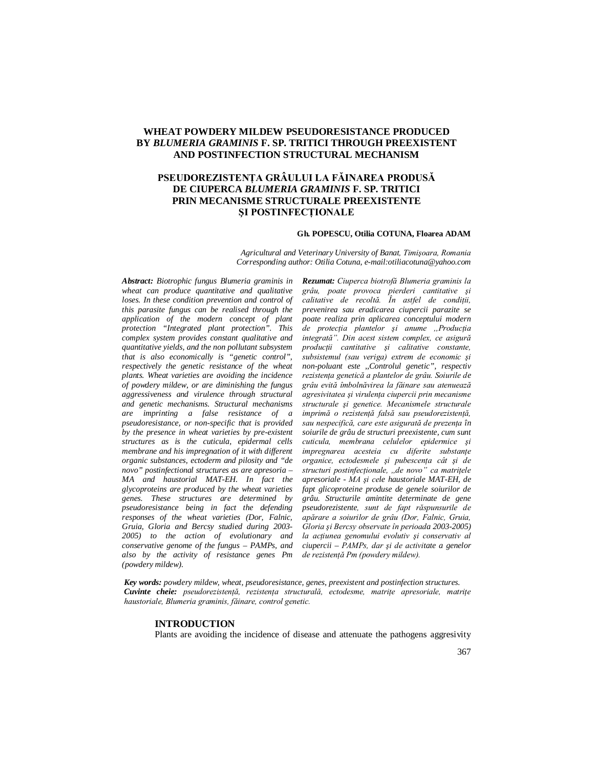# WHEAT POWDERY MILDEW PSEUDORESISTANCE PRODUCED BY *BLUMERIA GRAMINIS* F. SP. TRITICI THROUGH PREEXISTENT AND POSTINFECTION STRUCTURAL MECHANISM

# PSEUDOREZISTENȚA GRÂULUI LA FĂINAREA PRODUSĂ DE CIUPERCA *BLUMERIA GRAMINIS* F. SP. TRITICI PRIN MECANISME STRUCTURALE PREEXISTENTE ŞI POSTINFECȚIONALE

**Gh. POPESCU, Otilia COTUNA, Floarea ADAM**

*Agricultural and Veterinary University of Banat, Timişoara, Romania*
*Corresponding author: Otilia Cotuna, e-mail:otiliacotuna@yahoo.com*

***Abstract:*** *Biotrophic fungus Blumeria graminis in wheat can produce quantitative and qualitative loses. In these condition prevention and control of this parasite fungus can be realised through the application of the modern concept of plant protection "Integrated plant protection". This complex system provides constant qualitative and quantitative yields, and the non pollutant subsystem that is also economically is "genetic control", respectively the genetic resistance of the wheat plants. Wheat varieties are avoiding the incidence of powdery mildew, or are diminishing the fungus aggressiveness and virulence through structural and genetic mechanisms. Structural mechanisms are imprinting a false resistance of a pseudoresistance, or non-specific that is provided by the presence in wheat varieties by pre-existent structures as is the cuticula, epidermal cells membrane and his impregnation of it with different organic substances, ectoderm and pilosity and "de novo" postinfectional structures as are apresoria – MA and haustorial MAT-EH. In fact the glycoproteins are produced by the wheat varieties genes. These structures are determined by pseudoresistance being in fact the defending responses of the wheat varieties (Dor, Falnic, Gruia, Gloria and Bercsy studied during 2003-2005) to the action of evolutionary and conservative genome of the fungus – PAMPs, and also by the activity of resistance genes Pm (powdery mildew).*

***Rezumat:*** *Ciuperca biotrofă Blumeria graminis la grâu, poate provoca pierderi cantitative şi calitative de recoltă. În astfel de condiții, prevenirea sau eradicarea ciupercii parazite se poate realiza prin aplicarea conceptului modern de protecția plantelor şi anume ,,Producția integrată". Din acest sistem complex, ce asigură producții cantitative şi calitative constante, subsistemul (sau veriga) extrem de economic şi non-poluant este ,,Controlul genetic", respectiv rezistența genetică a plantelor de grâu. Soiurile de grâu evită îmbolnăvirea la făinare sau atenuează agresivitatea şi virulența ciupercii prin mecanisme structurale şi genetice. Mecanismele structurale imprimă o rezistență falsă sau pseudorezistență, sau nespecifică, care este asigurată de prezența în soiurile de grâu de structuri preexistente, cum sunt cuticula, membrana celulelor epidermice şi impregnarea acesteia cu diferite substanțe organice, ectodesmele şi pubescența cât şi de structuri postinfecționale, ,,de novo" ca matrițele apresoriale - MA şi cele haustoriale MAT-EH, de fapt glicoproteine produse de genele soiurilor de grâu. Structurile amintite determinate de gene pseudorezistente, sunt de fapt răspunsurile de apărare a soiurilor de grâu (Dor, Falnic, Gruia, Gloria şi Bercsy observate în perioada 2003-2005) la acțiunea genomului evolutiv şi conservativ al ciupercii – PAMPs, dar şi de activitate a genelor de rezistență Pm (powdery mildew).*

***Key words:*** *powdery mildew, wheat, pseudoresistance, genes, preexistent and postinfection structures.*
***Cuvinte cheie:*** *pseudorezistență, rezistența structurală, ectodesme, matrițe apresoriale, matrițe haustoriale, Blumeria graminis, făinare, control genetic.*

## INTRODUCTION

Plants are avoiding the incidence of disease and attenuate the pathogens aggresivity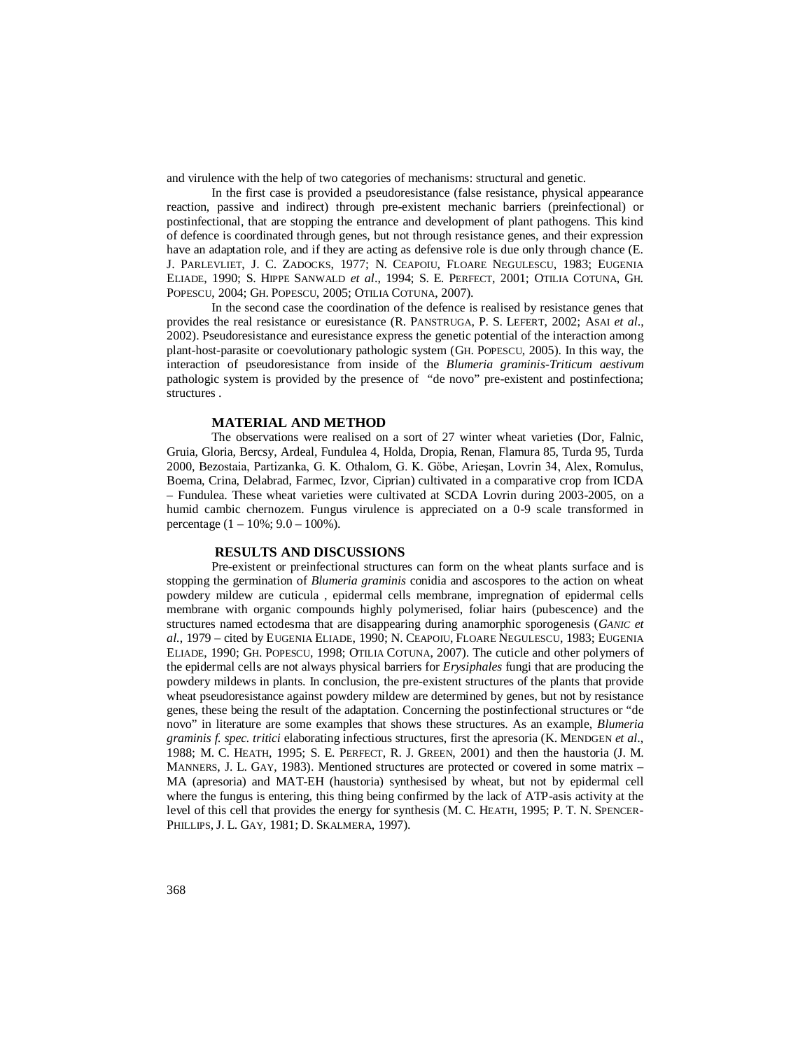and virulence with the help of two categories of mechanisms: structural and genetic.

In the first case is provided a pseudoresistance (false resistance, physical appearance reaction, passive and indirect) through pre-existent mechanic barriers (preinfectional) or postinfectional, that are stopping the entrance and development of plant pathogens. This kind of defence is coordinated through genes, but not through resistance genes, and their expression have an adaptation role, and if they are acting as defensive role is due only through chance (E. J. PARLEVLIET, J. C. ZADOCKS, 1977; N. CEAPOIU, FLOARE NEGULESCU, 1983; EUGENIA ELIADE, 1990; S. HIPPE SANWALD *et al*., 1994; S. E. PERFECT, 2001; OTILIA COTUNA, GH. POPESCU, 2004; GH. POPESCU, 2005; OTILIA COTUNA, 2007).

In the second case the coordination of the defence is realised by resistance genes that provides the real resistance or euresistance (R. PANSTRUGA, P. S. LEFERT, 2002; ASAI *et al*., 2002). Pseudoresistance and euresistance express the genetic potential of the interaction among plant-host-parasite or coevolutionary pathologic system (GH. POPESCU, 2005). In this way, the interaction of pseudoresistance from inside of the *Blumeria graminis-Triticum aestivum* pathologic system is provided by the presence of "de novo" pre-existent and postinfectiona; structures .

## MATERIAL AND METHOD

The observations were realised on a sort of 27 winter wheat varieties (Dor, Falnic, Gruia, Gloria, Bercsy, Ardeal, Fundulea 4, Holda, Dropia, Renan, Flamura 85, Turda 95, Turda 2000, Bezostaia, Partizanka, G. K. Othalom, G. K. Göbe, Arieşan, Lovrin 34, Alex, Romulus, Boema, Crina, Delabrad, Farmec, Izvor, Ciprian) cultivated in a comparative crop from ICDA – Fundulea. These wheat varieties were cultivated at SCDA Lovrin during 2003-2005, on a humid cambic chernozem. Fungus virulence is appreciated on a 0-9 scale transformed in percentage (1 – 10%; 9.0 – 100%).

## RESULTS AND DISCUSSIONS

Pre-existent or preinfectional structures can form on the wheat plants surface and is stopping the germination of *Blumeria graminis* conidia and ascospores to the action on wheat powdery mildew are cuticula , epidermal cells membrane, impregnation of epidermal cells membrane with organic compounds highly polymerised, foliar hairs (pubescence) and the structures named ectodesma that are disappearing during anamorphic sporogenesis (*GANIC et al.*, 1979 – cited by EUGENIA ELIADE, 1990; N. CEAPOIU, FLOARE NEGULESCU, 1983; EUGENIA ELIADE, 1990; GH. POPESCU, 1998; OTILIA COTUNA, 2007). The cuticle and other polymers of the epidermal cells are not always physical barriers for *Erysiphales* fungi that are producing the powdery mildews in plants. In conclusion, the pre-existent structures of the plants that provide wheat pseudoresistance against powdery mildew are determined by genes, but not by resistance genes, these being the result of the adaptation. Concerning the postinfectional structures or "de novo" in literature are some examples that shows these structures. As an example, *Blumeria graminis f. spec. tritici* elaborating infectious structures, first the apresoria (K. MENDGEN *et al*., 1988; M. C. HEATH, 1995; S. E. PERFECT, R. J. GREEN, 2001) and then the haustoria (J. M. MANNERS, J. L. GAY, 1983). Mentioned structures are protected or covered in some matrix – MA (apresoria) and MAT-EH (haustoria) synthesised by wheat, but not by epidermal cell where the fungus is entering, this thing being confirmed by the lack of ATP-asis activity at the level of this cell that provides the energy for synthesis (M. C. HEATH, 1995; P. T. N. SPENCER-PHILLIPS, J. L. GAY, 1981; D. SKALMERA, 1997).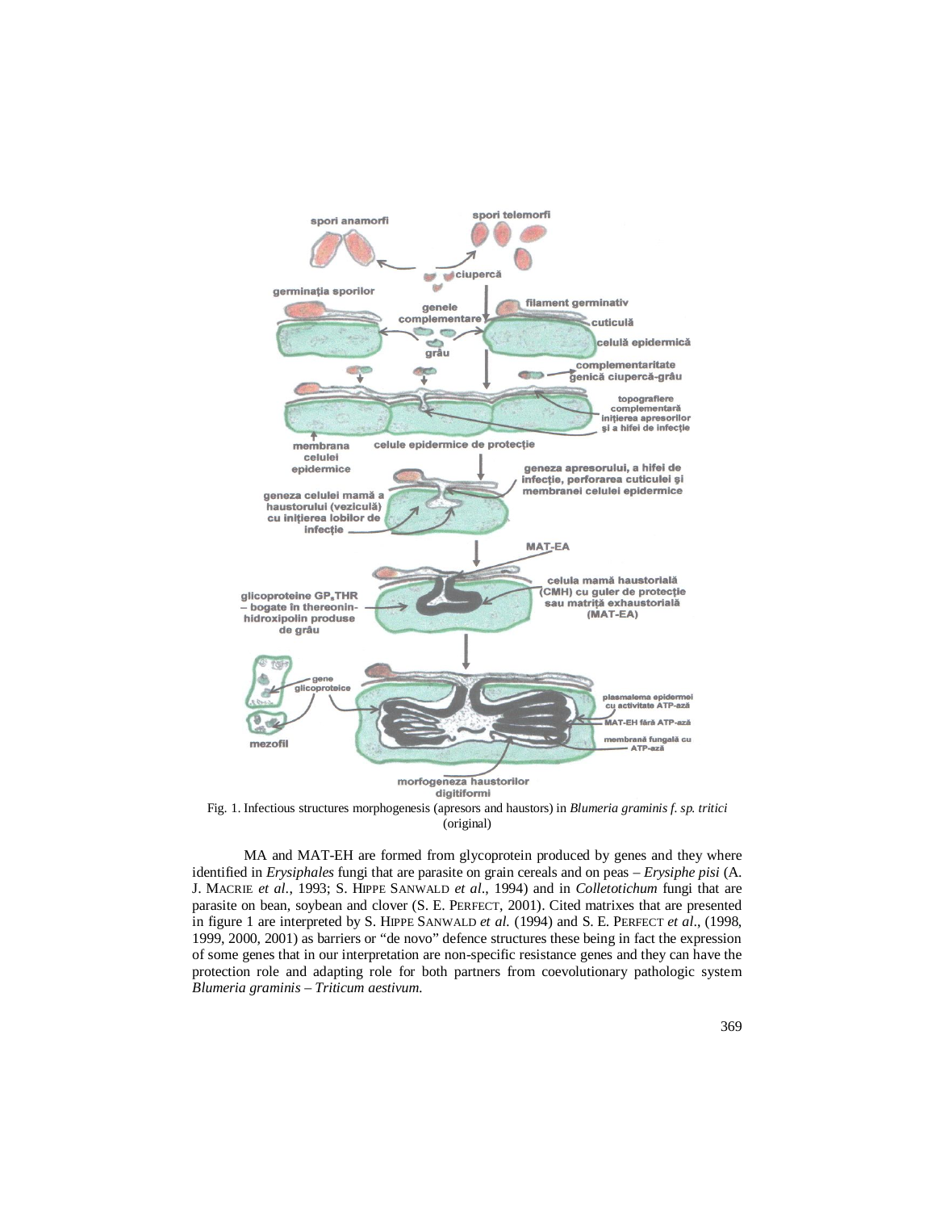Fig. 1. Infectious structures morphogenesis (apresors and haustors) in *Blumeria graminis f. sp. tritici* (original)

MA and MAT-EH are formed from glycoprotein produced by genes and they where identified in *Erysiphales* fungi that are parasite on grain cereals and on peas – *Erysiphe pisi* (A. J. MACRIE *et al*., 1993; S. HIPPE SANWALD *et al*., 1994) and in *Colletotichum* fungi that are parasite on bean, soybean and clover (S. E. PERFECT, 2001). Cited matrixes that are presented in figure 1 are interpreted by S. HIPPE SANWALD *et al.* (1994) and S. E. PERFECT *et al*., (1998, 1999, 2000, 2001) as barriers or "de novo" defence structures these being in fact the expression of some genes that in our interpretation are non-specific resistance genes and they can have the protection role and adapting role for both partners from coevolutionary pathologic system *Blumeria graminis – Triticum aestivum.*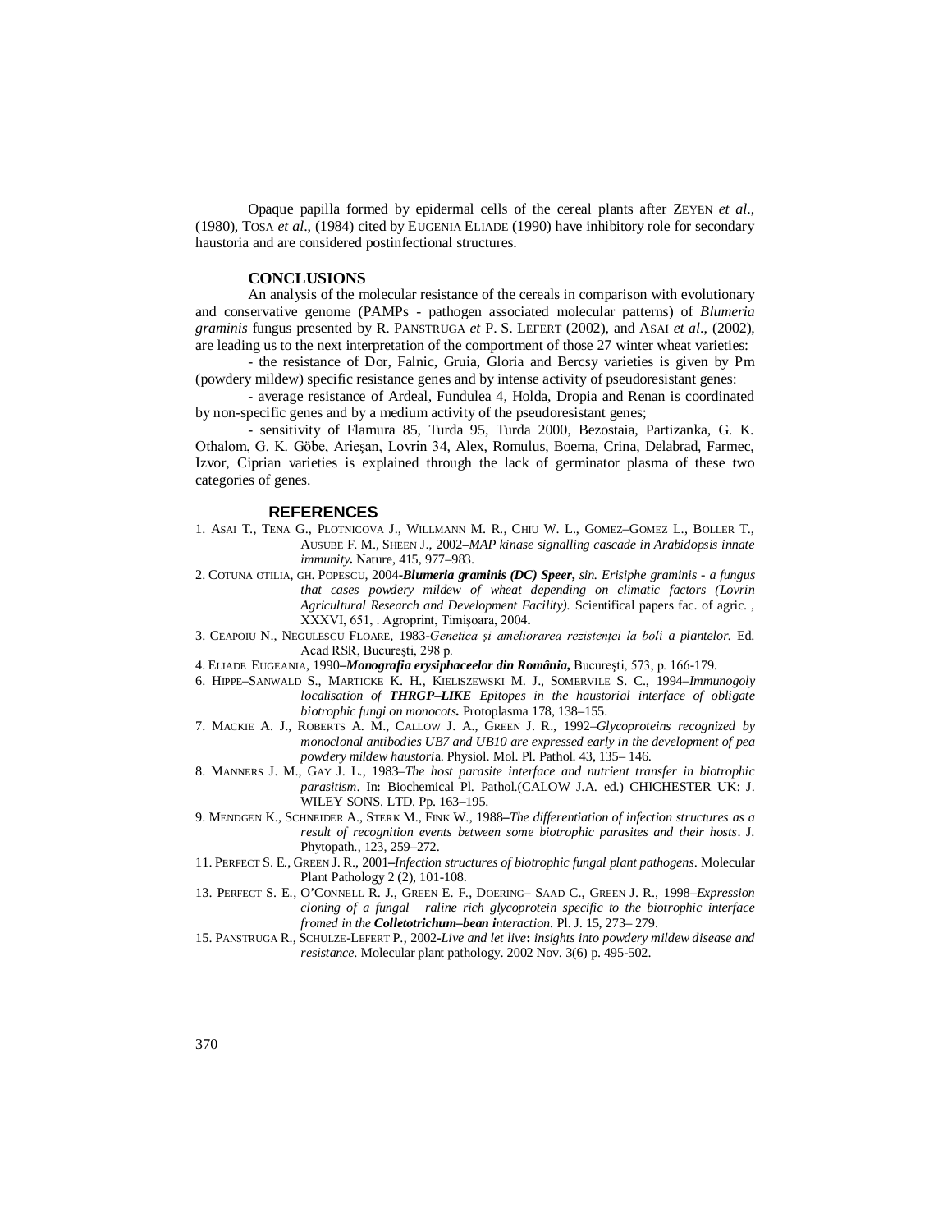Opaque papilla formed by epidermal cells of the cereal plants after ZEYEN *et al*., (1980), TOSA *et al*., (1984) cited by EUGENIA ELIADE (1990) have inhibitory role for secondary haustoria and are considered postinfectional structures.

## CONCLUSIONS

An analysis of the molecular resistance of the cereals in comparison with evolutionary and conservative genome (PAMPs - pathogen associated molecular patterns) of *Blumeria graminis* fungus presented by R. PANSTRUGA *et* P. S. LEFERT (2002), and ASAI *et al*., (2002), are leading us to the next interpretation of the comportment of those 27 winter wheat varieties:

- the resistance of Dor, Falnic, Gruia, Gloria and Bercsy varieties is given by Pm (powdery mildew) specific resistance genes and by intense activity of pseudoresistant genes:

- average resistance of Ardeal, Fundulea 4, Holda, Dropia and Renan is coordinated by non-specific genes and by a medium activity of the pseudoresistant genes;

- sensitivity of Flamura 85, Turda 95, Turda 2000, Bezostaia, Partizanka, G. K. Othalom, G. K. Göbe, Arieşan, Lovrin 34, Alex, Romulus, Boema, Crina, Delabrad, Farmec, Izvor, Ciprian varieties is explained through the lack of germinator plasma of these two categories of genes.

## REFERENCES

1. ASAI T., TENA G., PLOTNICOVA J., WILLMANN M. R., CHIU W. L., GOMEZ–GOMEZ L., BOLLER T., AUSUBE F. M., SHEEN J., 2002–*MAP kinase signalling cascade in Arabidopsis innate immunity.* Nature, 415, 977–983.
2. COTUNA OTILIA, GH. POPESCU, 2004-***Blumeria graminis (DC) Speer,*** *sin. Erisiphe graminis - a fungus that cases powdery mildew of wheat depending on climatic factors (Lovrin Agricultural Research and Development Facility).* Scientifical papers fac. of agric. , XXXVI, 651, . Agroprint, Timişoara, 2004**.**
3. CEAPOIU N., NEGULESCU FLOARE, 1983-*Genetica şi ameliorarea rezistenţei la boli a plantelor.* Ed. Acad RSR, Bucureşti, 298 p.
4. ELIADE EUGEANIA, 1990–***Monografia erysiphaceelor din România,*** Bucureşti, 573, p. 166-179.
6. HIPPE–SANWALD S., MARTICKE K. H., KIELISZEWSKI M. J., SOMERVILE S. C., 1994–*Immunogoly localisation of **THRGP–LIKE** Epitopes in the haustorial interface of obligate biotrophic fungi on monocots.* Protoplasma 178, 138–155.
7. MACKIE A. J., ROBERTS A. M., CALLOW J. A., GREEN J. R., 1992–*Glycoproteins recognized by monoclonal antibodies UB7 and UB10 are expressed early in the development of pea powdery mildew haustori*a. Physiol. Mol. Pl. Pathol. 43, 135– 146.
8. MANNERS J. M., GAY J. L., 1983–*The host parasite interface and nutrient transfer in biotrophic parasitism*. In**:** Biochemical Pl. Pathol.(CALOW J.A. ed.) CHICHESTER UK: J. WILEY SONS. LTD. Pp. 163–195.
9. MENDGEN K., SCHNEIDER A., STERK M., FINK W., 1988–*The differentiation of infection structures as a result of recognition events between some biotrophic parasites and their hosts*. J. Phytopath., 123, 259–272.
11. PERFECT S. E., GREEN J. R., 2001–*Infection structures of biotrophic fungal plant pathogens*. Molecular Plant Pathology 2 (2), 101-108.
13. PERFECT S. E., O'CONNELL R. J., GREEN E. F., DOERING– SAAD C., GREEN J. R., 1998–*Expression cloning of a fungal raline rich glycoprotein specific to the biotrophic interface fromed in the **Colletotrichum–bean i**nteraction*. Pl. J. 15, 273– 279.
15. PANSTRUGA R., SCHULZE-LEFERT P., 2002-*Live and let live***:** *insights into powdery mildew disease and resistance*. Molecular plant pathology. 2002 Nov. 3(6) p. 495-502.